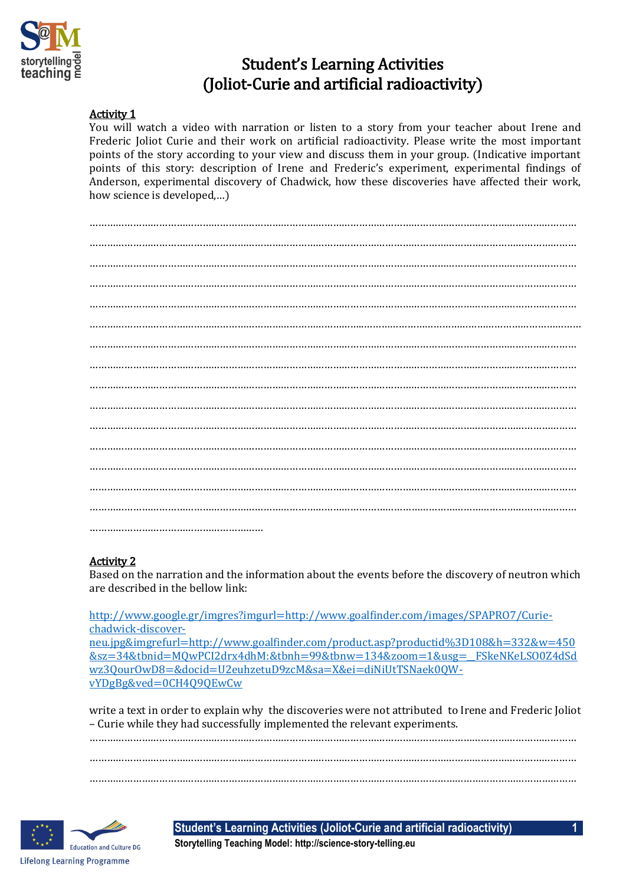# Student's Learning Activities (Joliot-Curie and artificial radioactivity)

**Activity 1**

You will watch a video with narration or listen to a story from your teacher about Irene and Frederic Joliot Curie and their work on artificial radioactivity. Please write the most important points of the story according to your view and discuss them in your group. (Indicative important points of this story: description of Irene and Frederic's experiment, experimental findings of Anderson, experimental discovery of Chadwick, how these discoveries have affected their work, how science is developed,…)

……………………………………………………………………………………………………………………………………………………
……………………………………………………………………………………………………………………………………………………
……………………………………………………………………………………………………………………………………………………
……………………………………………………………………………………………………………………………………………………
……………………………………………………………………………………………………………………………………………………
……………………………………………………………………………………………………………………………………………………
……………………………………………………………………………………………………………………………………………………
……………………………………………………………………………………………………………………………………………………
……………………………………………………………………………………………………………………………………………………
……………………………………………………………………………………………………………………………………………………
……………………………………………………………………………………………………………………………………………………
……………………………………………………………………………………………………………………………………………………
……………………………………………………………………………………………………………………………………………………
……………………………………………………………………………………………………………………………………………………
……………………………………………………………………………………………………………………………………………………
…………………………………………………

**Activity 2**

Based on the narration and the information about the events before the discovery of neutron which are described in the bellow link:

http://www.google.gr/imgres?imgurl=http://www.goalfinder.com/images/SPAPRO7/Curie-chadwick-discover-neu.jpg&imgrefurl=http://www.goalfinder.com/product.asp?productid%3D108&h=332&w=450&sz=34&tbnid=MQwPCI2drx4dhM:&tbnh=99&tbnw=134&zoom=1&usg=__FSkeNKeLSO0Z4dSdwz3QourOwD8=&docid=U2euhzetuD9zcM&sa=X&ei=diNiUtTSNaek0QW-vYDgBg&ved=0CH4Q9QEwCw

write a text in order to explain why the discoveries were not attributed to Irene and Frederic Joliot – Curie while they had successfully implemented the relevant experiments.

……………………………………………………………………………………………………………………………………………………
……………………………………………………………………………………………………………………………………………………
……………………………………………………………………………………………………………………………………………………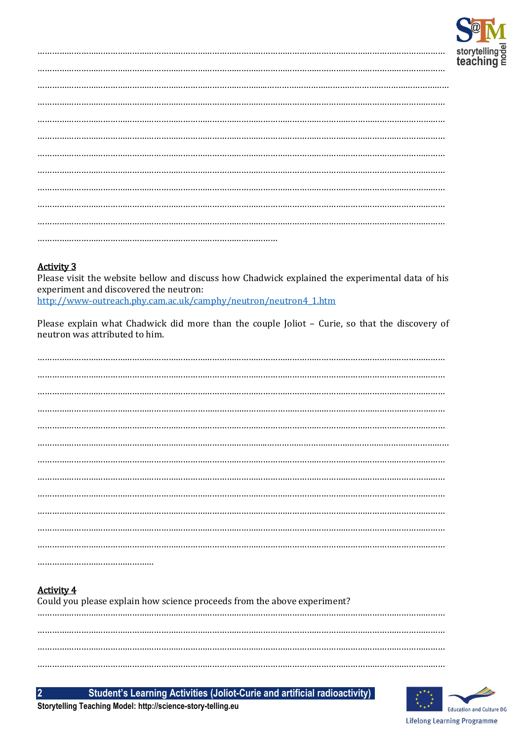……………………………………………………………………………………………………………………………

……………………………………………………………………………………………………………………………

……………………………………………………………………………………………………………………………

……………………………………………………………………………………………………………………………

……………………………………………………………………………………………………………………………

……………………………………………………………………………………………………………………………

……………………………………………………………………………………………………………………………

……………………………………………………………………………………………………………………………

……………………………………………………………………………………………………………………………

……………………………………………………………………………………………………………………………

……………………………………………………………………………………………………………………………

………………………………………………………………………………………

**Activity 3**

Please visit the website bellow and discuss how Chadwick explained the experimental data of his experiment and discovered the neutron:
http://www-outreach.phy.cam.ac.uk/camphy/neutron/neutron4_1.htm

Please explain what Chadwick did more than the couple Joliot – Curie, so that the discovery of neutron was attributed to him.

……………………………………………………………………………………………………………………………

……………………………………………………………………………………………………………………………

……………………………………………………………………………………………………………………………

……………………………………………………………………………………………………………………………

……………………………………………………………………………………………………………………………

……………………………………………………………………………………………………………………………

……………………………………………………………………………………………………………………………

……………………………………………………………………………………………………………………………

……………………………………………………………………………………………………………………………

……………………………………………………………………………………………………………………………

……………………………………………………………………………………………………………………………

……………………………………………………………………………………………………………………………

…………………………………………

**Activity 4**

Could you please explain how science proceeds from the above experiment?

……………………………………………………………………………………………………………………………

……………………………………………………………………………………………………………………………

……………………………………………………………………………………………………………………………

……………………………………………………………………………………………………………………………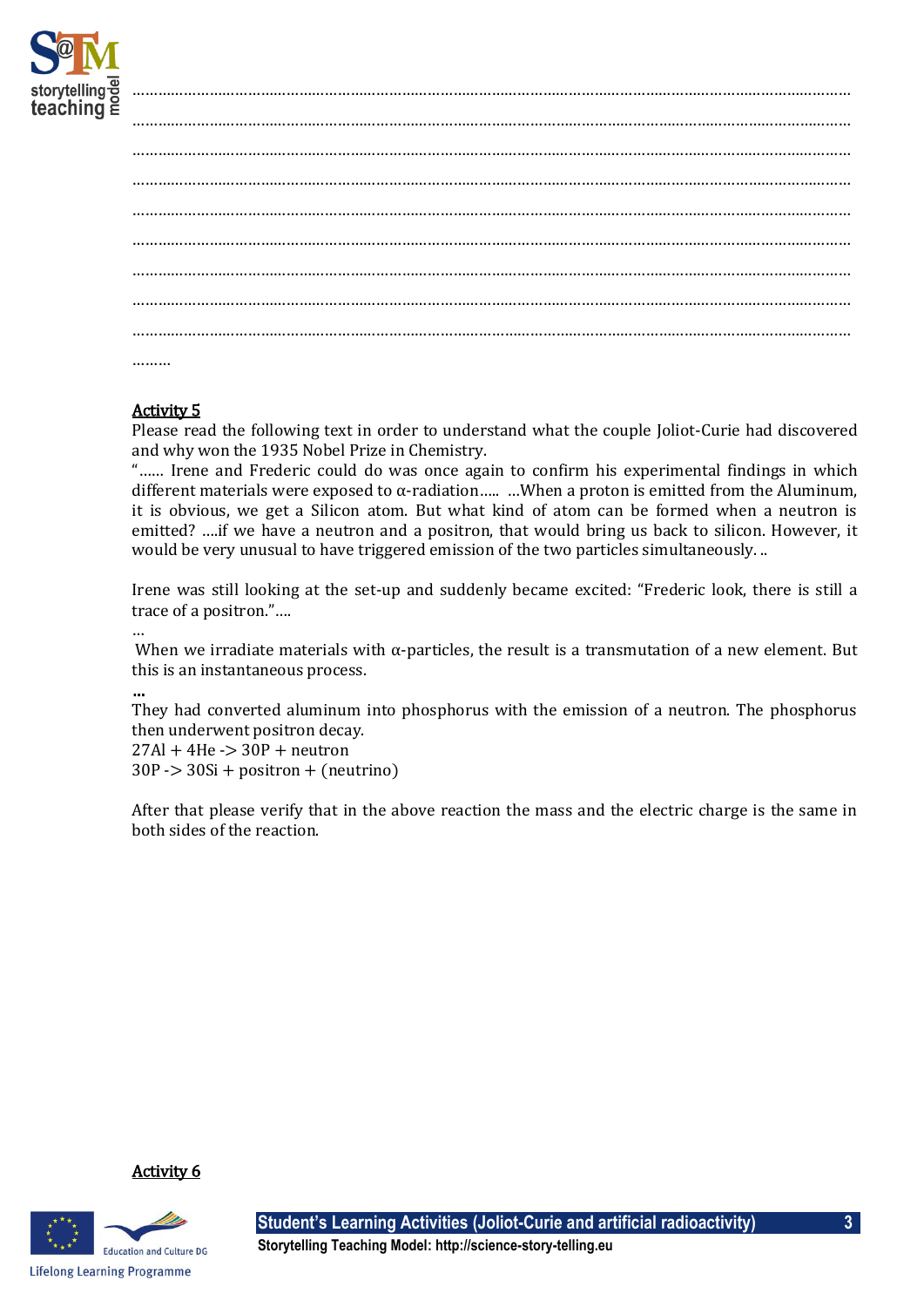…………………………………………………………………………………………………………………………………………………

…………………………………………………………………………………………………………………………………………………

…………………………………………………………………………………………………………………………………………………

…………………………………………………………………………………………………………………………………………………

…………………………………………………………………………………………………………………………………………………

…………………………………………………………………………………………………………………………………………………

…………………………………………………………………………………………………………………………………………………

…………………………………………………………………………………………………………………………………………………

…………………………………………………………………………………………………………………………………………………

………

## Activity 5

Please read the following text in order to understand what the couple Joliot-Curie had discovered and why won the 1935 Nobel Prize in Chemistry.

"…… Irene and Frederic could do was once again to confirm his experimental findings in which different materials were exposed to α-radiation….. …When a proton is emitted from the Aluminum, it is obvious, we get a Silicon atom. But what kind of atom can be formed when a neutron is emitted? ….if we have a neutron and a positron, that would bring us back to silicon. However, it would be very unusual to have triggered emission of the two particles simultaneously. ..

Irene was still looking at the set-up and suddenly became excited: "Frederic look, there is still a trace of a positron."….

…

When we irradiate materials with α-particles, the result is a transmutation of a new element. But this is an instantaneous process.

**…**

They had converted aluminum into phosphorus with the emission of a neutron. The phosphorus then underwent positron decay.

27Al + 4He -> 30P + neutron

30P -> 30Si + positron + (neutrino)

After that please verify that in the above reaction the mass and the electric charge is the same in both sides of the reaction.

## Activity 6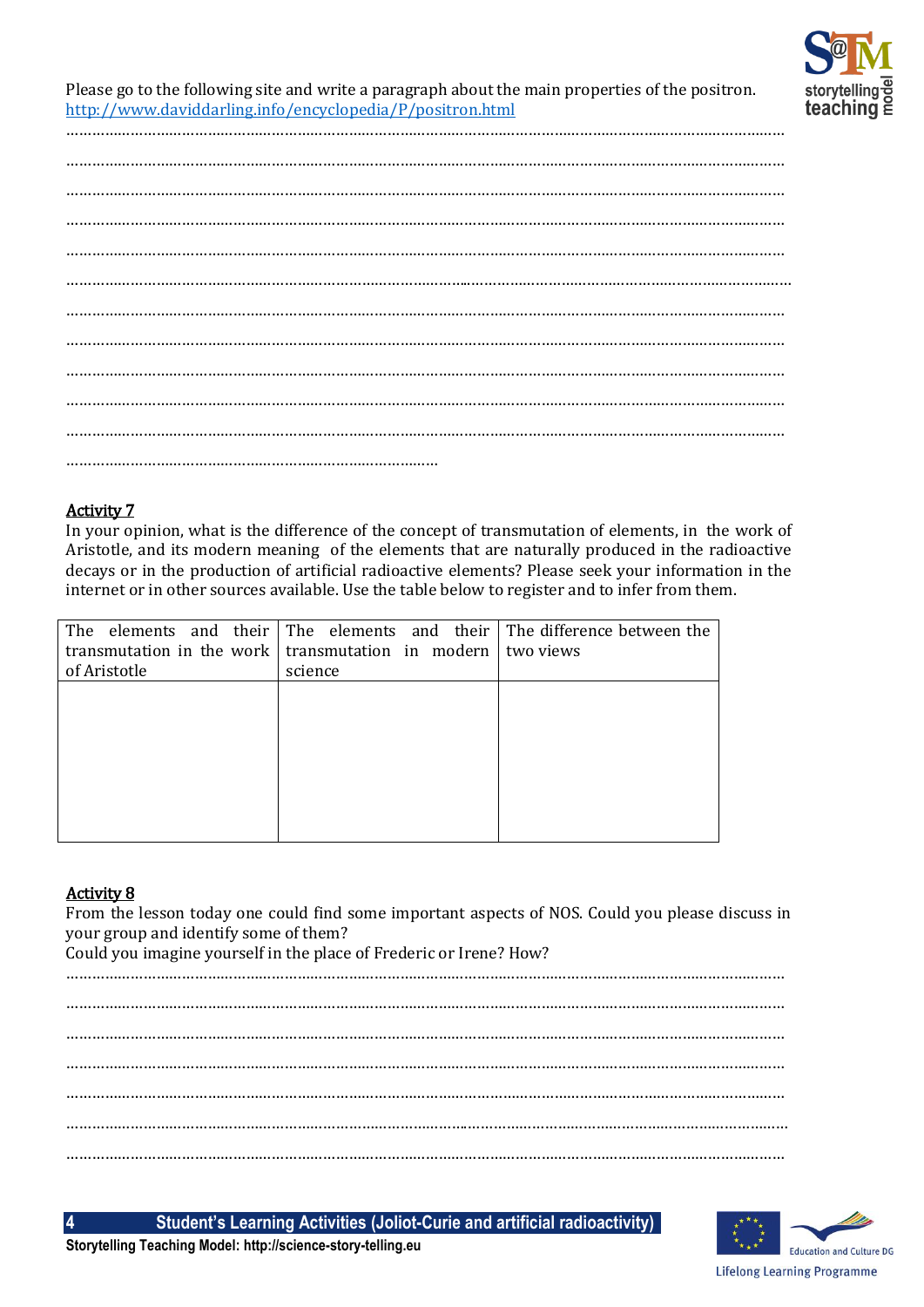Please go to the following site and write a paragraph about the main properties of the positron.
http://www.daviddarling.info/encyclopedia/P/positron.html

………………………………………………………………………………………………………………………………………

………………………………………………………………………………………………………………………………………

………………………………………………………………………………………………………………………………………

………………………………………………………………………………………………………………………………………

………………………………………………………………………………………………………………………………………

………………………………………………………………………………………………………………………………………

………………………………………………………………………………………………………………………………………

………………………………………………………………………………………………………………………………………

………………………………………………………………………………………………………………………………………

………………………………………………………………………………………………………………………………………

………………………………………………………………………………………………………………………………………

………………………………………………………………………………

## Activity 7

In your opinion, what is the difference of the concept of transmutation of elements, in the work of Aristotle, and its modern meaning of the elements that are naturally produced in the radioactive decays or in the production of artificial radioactive elements? Please seek your information in the internet or in other sources available. Use the table below to register and to infer from them.

| The elements and their transmutation in the work of Aristotle | The elements and their transmutation in modern science | The difference between the two views |
|---|---|---|
| | | |

## Activity 8

From the lesson today one could find some important aspects of NOS. Could you please discuss in your group and identify some of them?
Could you imagine yourself in the place of Frederic or Irene? How?

………………………………………………………………………………………………………………………………………

………………………………………………………………………………………………………………………………………

………………………………………………………………………………………………………………………………………

………………………………………………………………………………………………………………………………………

………………………………………………………………………………………………………………………………………

………………………………………………………………………………………………………………………………………

………………………………………………………………………………………………………………………………………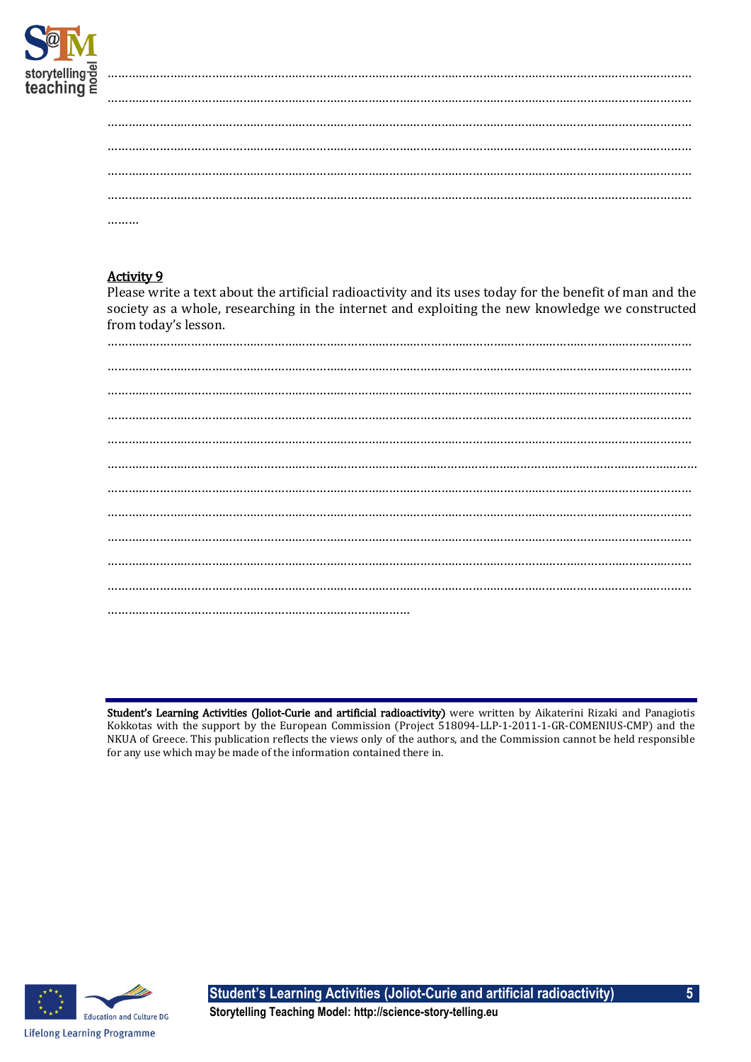……………………………………………………………………………………………………………………………………………

……………………………………………………………………………………………………………………………………………

……………………………………………………………………………………………………………………………………………

……………………………………………………………………………………………………………………………………………

……………………………………………………………………………………………………………………………………………

……………………………………………………………………………………………………………………………………………

………

**Activity 9**

Please write a text about the artificial radioactivity and its uses today for the benefit of man and the society as a whole, researching in the internet and exploiting the new knowledge we constructed from today's lesson.

……………………………………………………………………………………………………………………………………………

……………………………………………………………………………………………………………………………………………

……………………………………………………………………………………………………………………………………………

……………………………………………………………………………………………………………………………………………

……………………………………………………………………………………………………………………………………………

……………………………………………………………………………………………………………………………………………

……………………………………………………………………………………………………………………………………………

……………………………………………………………………………………………………………………………………………

……………………………………………………………………………………………………………………………………………

……………………………………………………………………………………………………………………………………………

……………………………………………………………………………………………………………………………………………

……………………………………………………………………………………

---

**Student's Learning Activities (Joliot-Curie and artificial radioactivity)** were written by Aikaterini Rizaki and Panagiotis Kokkotas with the support by the European Commission (Project 518094-LLP-1-2011-1-GR-COMENIUS-CMP) and the NKUA of Greece. This publication reflects the views only of the authors, and the Commission cannot be held responsible for any use which may be made of the information contained there in.